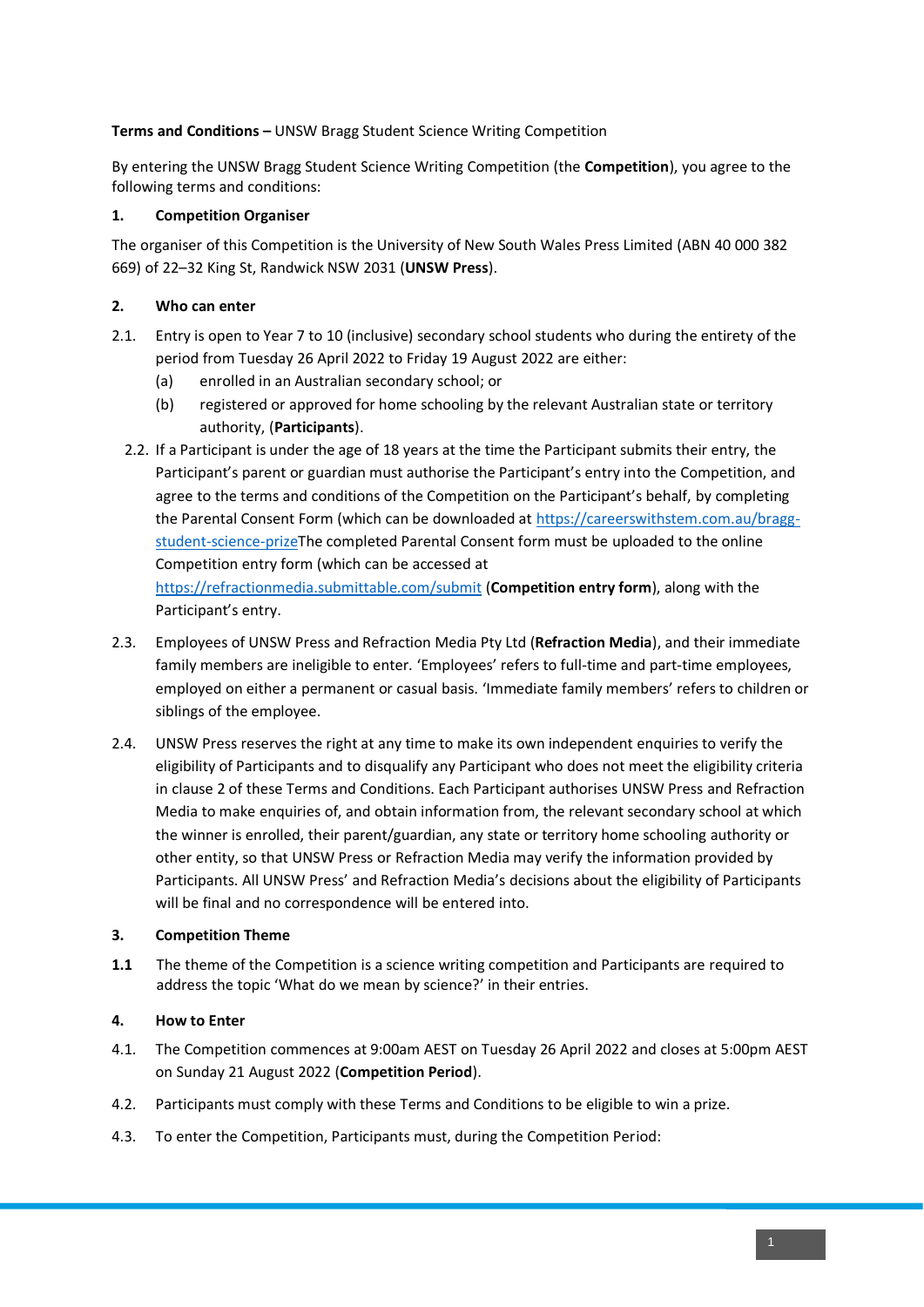**Terms and Conditions –** UNSW Bragg Student Science Writing Competition

By entering the UNSW Bragg Student Science Writing Competition (the **Competition**), you agree to the following terms and conditions:

**1. Competition Organiser**

The organiser of this Competition is the University of New South Wales Press Limited (ABN 40 000 382 669) of 22–32 King St, Randwick NSW 2031 (**UNSW Press**).

**2. Who can enter**

2.1. Entry is open to Year 7 to 10 (inclusive) secondary school students who during the entirety of the period from Tuesday 26 April 2022 to Friday 19 August 2022 are either:

(a) enrolled in an Australian secondary school; or

(b) registered or approved for home schooling by the relevant Australian state or territory authority, (**Participants**).

2.2. If a Participant is under the age of 18 years at the time the Participant submits their entry, the Participant's parent or guardian must authorise the Participant's entry into the Competition, and agree to the terms and conditions of the Competition on the Participant's behalf, by completing the Parental Consent Form (which can be downloaded at [https://careerswithstem.com.au/bragg-student-science-prize](https://careerswithstem.com.au/bragg-student-science-prize)The completed Parental Consent form must be uploaded to the online Competition entry form (which can be accessed at [https://refractionmedia.submittable.com/submit](https://refractionmedia.submittable.com/submit) (**Competition entry form**), along with the Participant's entry.

2.3. Employees of UNSW Press and Refraction Media Pty Ltd (**Refraction Media**), and their immediate family members are ineligible to enter. 'Employees' refers to full-time and part-time employees, employed on either a permanent or casual basis. 'Immediate family members' refers to children or siblings of the employee.

2.4. UNSW Press reserves the right at any time to make its own independent enquiries to verify the eligibility of Participants and to disqualify any Participant who does not meet the eligibility criteria in clause 2 of these Terms and Conditions. Each Participant authorises UNSW Press and Refraction Media to make enquiries of, and obtain information from, the relevant secondary school at which the winner is enrolled, their parent/guardian, any state or territory home schooling authority or other entity, so that UNSW Press or Refraction Media may verify the information provided by Participants. All UNSW Press' and Refraction Media's decisions about the eligibility of Participants will be final and no correspondence will be entered into.

**3. Competition Theme**

**1.1** The theme of the Competition is a science writing competition and Participants are required to address the topic 'What do we mean by science?' in their entries.

**4. How to Enter**

4.1. The Competition commences at 9:00am AEST on Tuesday 26 April 2022 and closes at 5:00pm AEST on Sunday 21 August 2022 (**Competition Period**).

4.2. Participants must comply with these Terms and Conditions to be eligible to win a prize.

4.3. To enter the Competition, Participants must, during the Competition Period: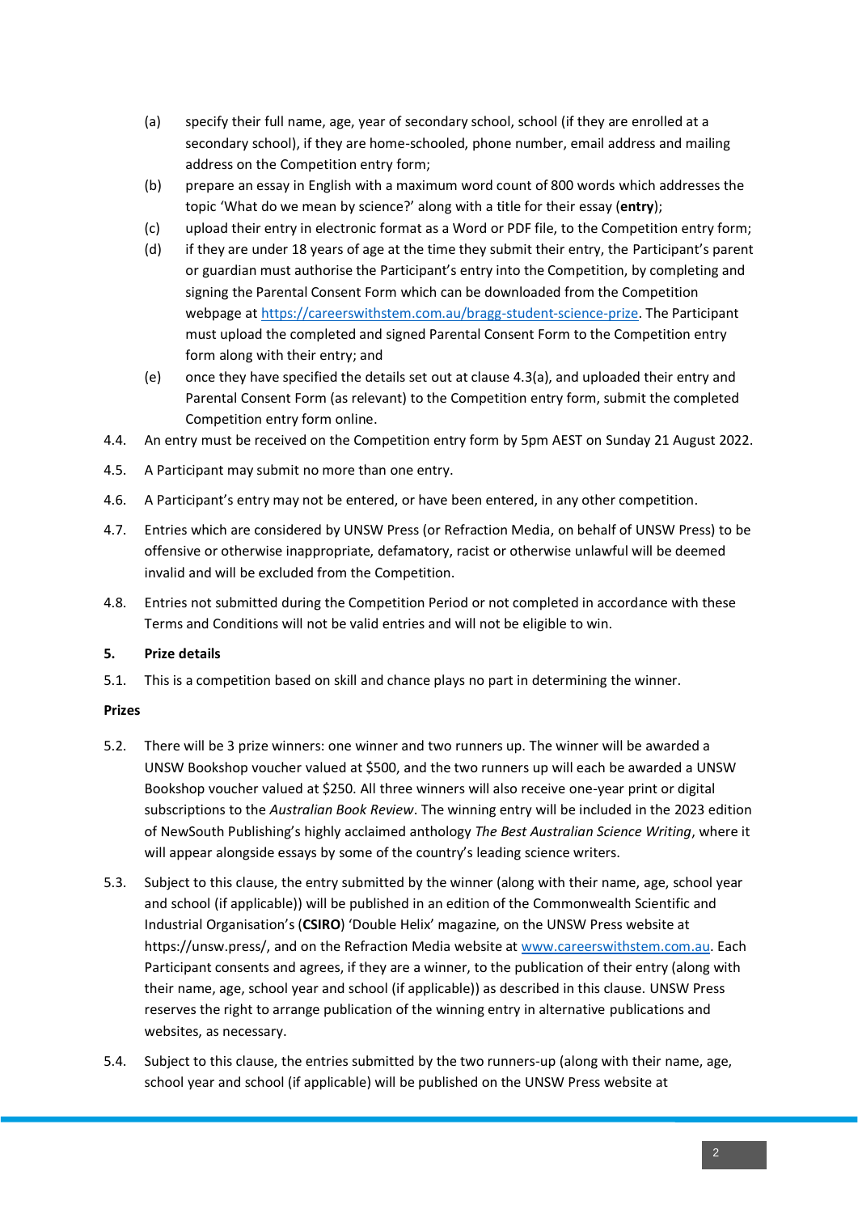(a) specify their full name, age, year of secondary school, school (if they are enrolled at a secondary school), if they are home-schooled, phone number, email address and mailing address on the Competition entry form;

(b) prepare an essay in English with a maximum word count of 800 words which addresses the topic 'What do we mean by science?' along with a title for their essay (**entry**);

(c) upload their entry in electronic format as a Word or PDF file, to the Competition entry form;

(d) if they are under 18 years of age at the time they submit their entry, the Participant's parent or guardian must authorise the Participant's entry into the Competition, by completing and signing the Parental Consent Form which can be downloaded from the Competition webpage at [https://careerswithstem.com.au/bragg-student-science-prize](https://careerswithstem.com.au/bragg-student-science-prize). The Participant must upload the completed and signed Parental Consent Form to the Competition entry form along with their entry; and

(e) once they have specified the details set out at clause 4.3(a), and uploaded their entry and Parental Consent Form (as relevant) to the Competition entry form, submit the completed Competition entry form online.

4.4. An entry must be received on the Competition entry form by 5pm AEST on Sunday 21 August 2022.

4.5. A Participant may submit no more than one entry.

4.6. A Participant's entry may not be entered, or have been entered, in any other competition.

4.7. Entries which are considered by UNSW Press (or Refraction Media, on behalf of UNSW Press) to be offensive or otherwise inappropriate, defamatory, racist or otherwise unlawful will be deemed invalid and will be excluded from the Competition.

4.8. Entries not submitted during the Competition Period or not completed in accordance with these Terms and Conditions will not be valid entries and will not be eligible to win.

## 5. Prize details

5.1. This is a competition based on skill and chance plays no part in determining the winner.

**Prizes**

5.2. There will be 3 prize winners: one winner and two runners up. The winner will be awarded a UNSW Bookshop voucher valued at $500, and the two runners up will each be awarded a UNSW Bookshop voucher valued at $250. All three winners will also receive one-year print or digital subscriptions to the *Australian Book Review*. The winning entry will be included in the 2023 edition of NewSouth Publishing's highly acclaimed anthology *The Best Australian Science Writing*, where it will appear alongside essays by some of the country's leading science writers.

5.3. Subject to this clause, the entry submitted by the winner (along with their name, age, school year and school (if applicable)) will be published in an edition of the Commonwealth Scientific and Industrial Organisation's (**CSIRO**) 'Double Helix' magazine, on the UNSW Press website at https://unsw.press/, and on the Refraction Media website at [www.careerswithstem.com.au](www.careerswithstem.com.au). Each Participant consents and agrees, if they are a winner, to the publication of their entry (along with their name, age, school year and school (if applicable)) as described in this clause. UNSW Press reserves the right to arrange publication of the winning entry in alternative publications and websites, as necessary.

5.4. Subject to this clause, the entries submitted by the two runners-up (along with their name, age, school year and school (if applicable) will be published on the UNSW Press website at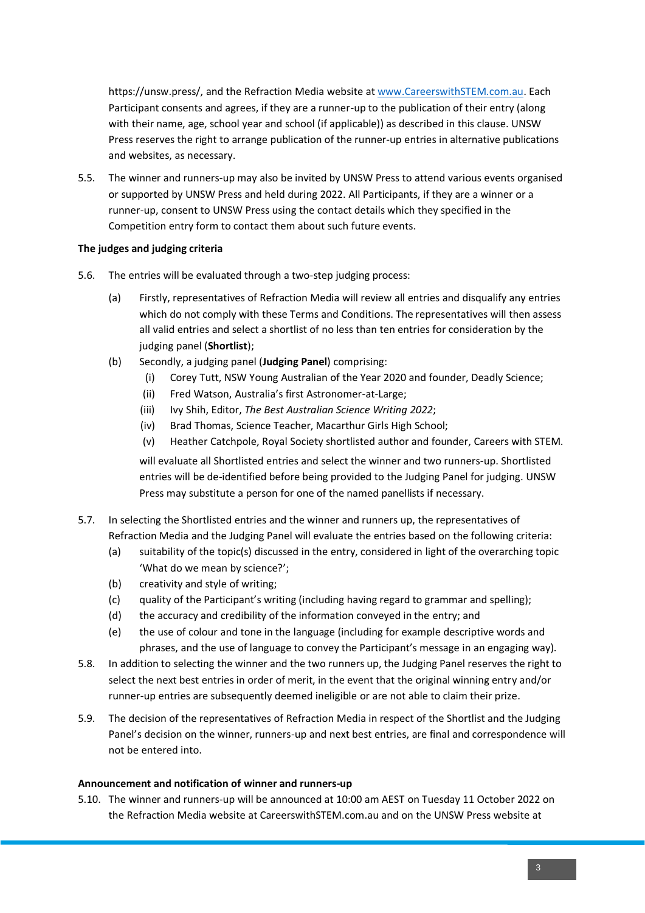https://unsw.press/, and the Refraction Media website at www.CareerswithSTEM.com.au. Each Participant consents and agrees, if they are a runner-up to the publication of their entry (along with their name, age, school year and school (if applicable)) as described in this clause. UNSW Press reserves the right to arrange publication of the runner-up entries in alternative publications and websites, as necessary.

5.5. The winner and runners-up may also be invited by UNSW Press to attend various events organised or supported by UNSW Press and held during 2022. All Participants, if they are a winner or a runner-up, consent to UNSW Press using the contact details which they specified in the Competition entry form to contact them about such future events.

**The judges and judging criteria**

5.6. The entries will be evaluated through a two-step judging process:

(a) Firstly, representatives of Refraction Media will review all entries and disqualify any entries which do not comply with these Terms and Conditions. The representatives will then assess all valid entries and select a shortlist of no less than ten entries for consideration by the judging panel (**Shortlist**);

(b) Secondly, a judging panel (**Judging Panel**) comprising:

(i) Corey Tutt, NSW Young Australian of the Year 2020 and founder, Deadly Science;

(ii) Fred Watson, Australia's first Astronomer-at-Large;

(iii) Ivy Shih, Editor, *The Best Australian Science Writing 2022*;

(iv) Brad Thomas, Science Teacher, Macarthur Girls High School;

(v) Heather Catchpole, Royal Society shortlisted author and founder, Careers with STEM.

will evaluate all Shortlisted entries and select the winner and two runners-up. Shortlisted entries will be de-identified before being provided to the Judging Panel for judging. UNSW Press may substitute a person for one of the named panellists if necessary.

5.7. In selecting the Shortlisted entries and the winner and runners up, the representatives of Refraction Media and the Judging Panel will evaluate the entries based on the following criteria:

(a) suitability of the topic(s) discussed in the entry, considered in light of the overarching topic 'What do we mean by science?';

(b) creativity and style of writing;

(c) quality of the Participant's writing (including having regard to grammar and spelling);

(d) the accuracy and credibility of the information conveyed in the entry; and

(e) the use of colour and tone in the language (including for example descriptive words and phrases, and the use of language to convey the Participant's message in an engaging way).

5.8. In addition to selecting the winner and the two runners up, the Judging Panel reserves the right to select the next best entries in order of merit, in the event that the original winning entry and/or runner-up entries are subsequently deemed ineligible or are not able to claim their prize.

5.9. The decision of the representatives of Refraction Media in respect of the Shortlist and the Judging Panel's decision on the winner, runners-up and next best entries, are final and correspondence will not be entered into.

**Announcement and notification of winner and runners-up**

5.10. The winner and runners-up will be announced at 10:00 am AEST on Tuesday 11 October 2022 on the Refraction Media website at CareerswithSTEM.com.au and on the UNSW Press website at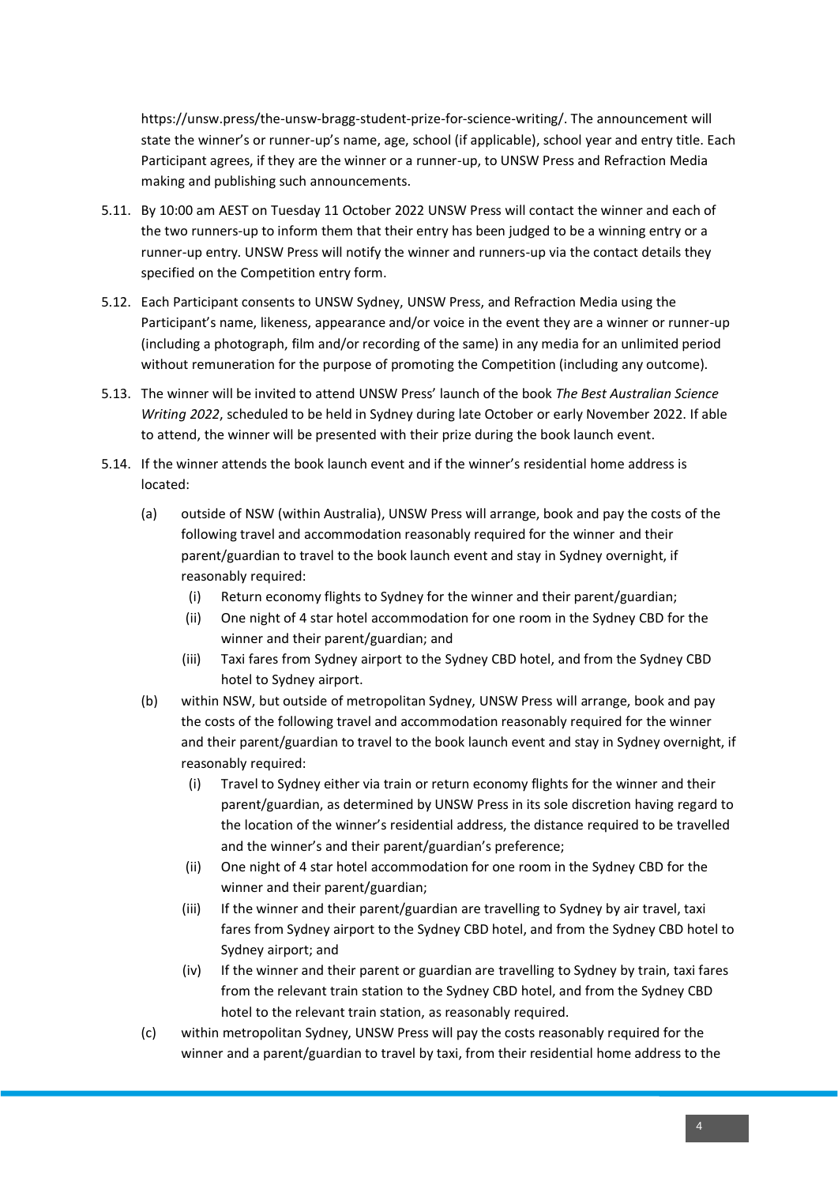https://unsw.press/the-unsw-bragg-student-prize-for-science-writing/. The announcement will state the winner's or runner-up's name, age, school (if applicable), school year and entry title. Each Participant agrees, if they are the winner or a runner-up, to UNSW Press and Refraction Media making and publishing such announcements.

5.11. By 10:00 am AEST on Tuesday 11 October 2022 UNSW Press will contact the winner and each of the two runners-up to inform them that their entry has been judged to be a winning entry or a runner-up entry. UNSW Press will notify the winner and runners-up via the contact details they specified on the Competition entry form.

5.12. Each Participant consents to UNSW Sydney, UNSW Press, and Refraction Media using the Participant's name, likeness, appearance and/or voice in the event they are a winner or runner-up (including a photograph, film and/or recording of the same) in any media for an unlimited period without remuneration for the purpose of promoting the Competition (including any outcome).

5.13. The winner will be invited to attend UNSW Press' launch of the book *The Best Australian Science Writing 2022*, scheduled to be held in Sydney during late October or early November 2022. If able to attend, the winner will be presented with their prize during the book launch event.

5.14. If the winner attends the book launch event and if the winner's residential home address is located:

(a) outside of NSW (within Australia), UNSW Press will arrange, book and pay the costs of the following travel and accommodation reasonably required for the winner and their parent/guardian to travel to the book launch event and stay in Sydney overnight, if reasonably required:

  (i) Return economy flights to Sydney for the winner and their parent/guardian;

  (ii) One night of 4 star hotel accommodation for one room in the Sydney CBD for the winner and their parent/guardian; and

  (iii) Taxi fares from Sydney airport to the Sydney CBD hotel, and from the Sydney CBD hotel to Sydney airport.

(b) within NSW, but outside of metropolitan Sydney, UNSW Press will arrange, book and pay the costs of the following travel and accommodation reasonably required for the winner and their parent/guardian to travel to the book launch event and stay in Sydney overnight, if reasonably required:

  (i) Travel to Sydney either via train or return economy flights for the winner and their parent/guardian, as determined by UNSW Press in its sole discretion having regard to the location of the winner's residential address, the distance required to be travelled and the winner's and their parent/guardian's preference;

  (ii) One night of 4 star hotel accommodation for one room in the Sydney CBD for the winner and their parent/guardian;

  (iii) If the winner and their parent/guardian are travelling to Sydney by air travel, taxi fares from Sydney airport to the Sydney CBD hotel, and from the Sydney CBD hotel to Sydney airport; and

  (iv) If the winner and their parent or guardian are travelling to Sydney by train, taxi fares from the relevant train station to the Sydney CBD hotel, and from the Sydney CBD hotel to the relevant train station, as reasonably required.

(c) within metropolitan Sydney, UNSW Press will pay the costs reasonably required for the winner and a parent/guardian to travel by taxi, from their residential home address to the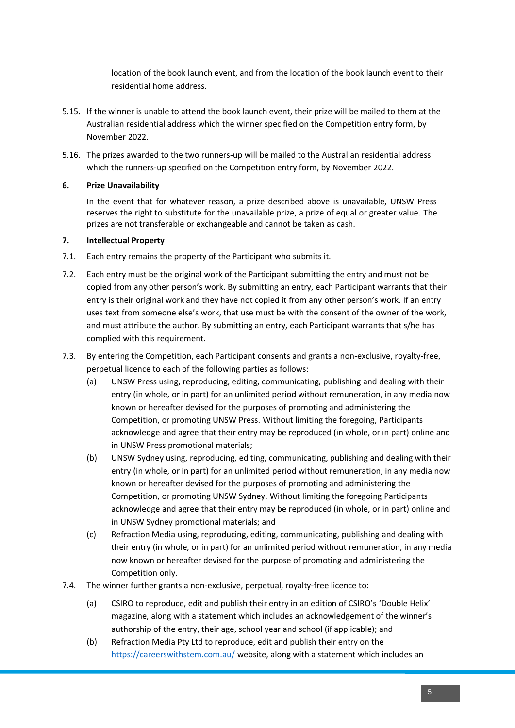location of the book launch event, and from the location of the book launch event to their residential home address.

5.15. If the winner is unable to attend the book launch event, their prize will be mailed to them at the Australian residential address which the winner specified on the Competition entry form, by November 2022.

5.16. The prizes awarded to the two runners-up will be mailed to the Australian residential address which the runners-up specified on the Competition entry form, by November 2022.

**6. Prize Unavailability**

In the event that for whatever reason, a prize described above is unavailable, UNSW Press reserves the right to substitute for the unavailable prize, a prize of equal or greater value. The prizes are not transferable or exchangeable and cannot be taken as cash.

**7. Intellectual Property**

7.1. Each entry remains the property of the Participant who submits it.

7.2. Each entry must be the original work of the Participant submitting the entry and must not be copied from any other person's work. By submitting an entry, each Participant warrants that their entry is their original work and they have not copied it from any other person's work. If an entry uses text from someone else's work, that use must be with the consent of the owner of the work, and must attribute the author. By submitting an entry, each Participant warrants that s/he has complied with this requirement.

7.3. By entering the Competition, each Participant consents and grants a non-exclusive, royalty-free, perpetual licence to each of the following parties as follows:

(a) UNSW Press using, reproducing, editing, communicating, publishing and dealing with their entry (in whole, or in part) for an unlimited period without remuneration, in any media now known or hereafter devised for the purposes of promoting and administering the Competition, or promoting UNSW Press. Without limiting the foregoing, Participants acknowledge and agree that their entry may be reproduced (in whole, or in part) online and in UNSW Press promotional materials;

(b) UNSW Sydney using, reproducing, editing, communicating, publishing and dealing with their entry (in whole, or in part) for an unlimited period without remuneration, in any media now known or hereafter devised for the purposes of promoting and administering the Competition, or promoting UNSW Sydney. Without limiting the foregoing Participants acknowledge and agree that their entry may be reproduced (in whole, or in part) online and in UNSW Sydney promotional materials; and

(c) Refraction Media using, reproducing, editing, communicating, publishing and dealing with their entry (in whole, or in part) for an unlimited period without remuneration, in any media now known or hereafter devised for the purpose of promoting and administering the Competition only.

7.4. The winner further grants a non-exclusive, perpetual, royalty-free licence to:

(a) CSIRO to reproduce, edit and publish their entry in an edition of CSIRO's 'Double Helix' magazine, along with a statement which includes an acknowledgement of the winner's authorship of the entry, their age, school year and school (if applicable); and

(b) Refraction Media Pty Ltd to reproduce, edit and publish their entry on the https://careerswithstem.com.au/ website, along with a statement which includes an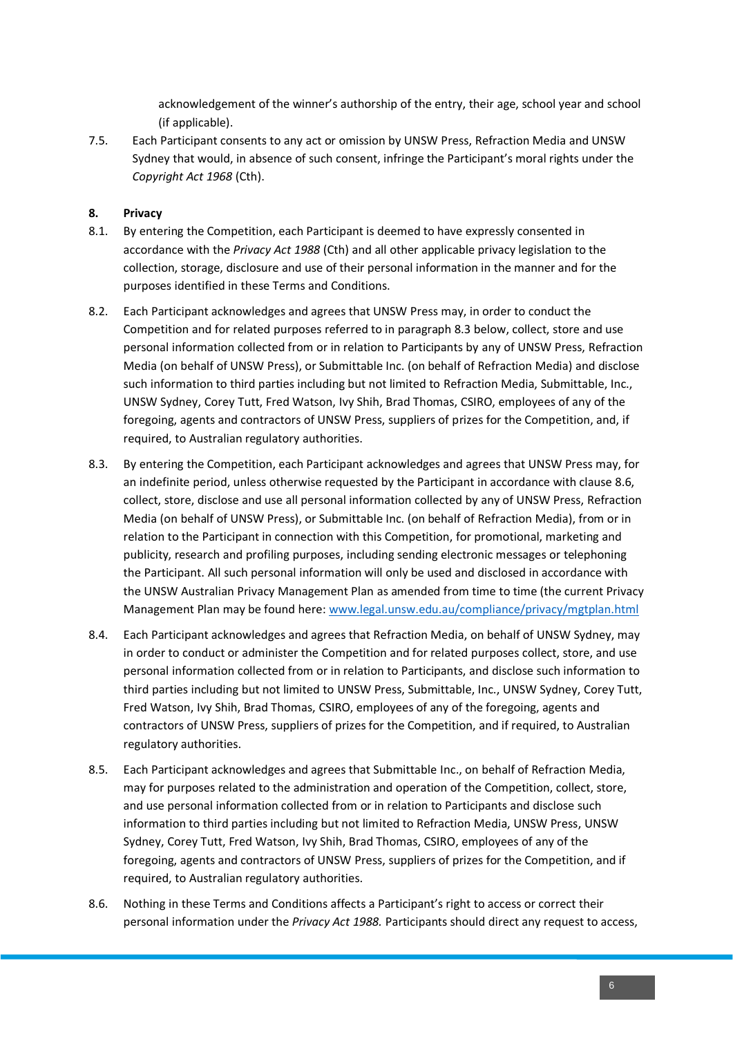acknowledgement of the winner's authorship of the entry, their age, school year and school (if applicable).

7.5. Each Participant consents to any act or omission by UNSW Press, Refraction Media and UNSW Sydney that would, in absence of such consent, infringe the Participant's moral rights under the *Copyright Act 1968* (Cth).

**8. Privacy**

8.1. By entering the Competition, each Participant is deemed to have expressly consented in accordance with the *Privacy Act 1988* (Cth) and all other applicable privacy legislation to the collection, storage, disclosure and use of their personal information in the manner and for the purposes identified in these Terms and Conditions.

8.2. Each Participant acknowledges and agrees that UNSW Press may, in order to conduct the Competition and for related purposes referred to in paragraph 8.3 below, collect, store and use personal information collected from or in relation to Participants by any of UNSW Press, Refraction Media (on behalf of UNSW Press), or Submittable Inc. (on behalf of Refraction Media) and disclose such information to third parties including but not limited to Refraction Media, Submittable, Inc., UNSW Sydney, Corey Tutt, Fred Watson, Ivy Shih, Brad Thomas, CSIRO, employees of any of the foregoing, agents and contractors of UNSW Press, suppliers of prizes for the Competition, and, if required, to Australian regulatory authorities.

8.3. By entering the Competition, each Participant acknowledges and agrees that UNSW Press may, for an indefinite period, unless otherwise requested by the Participant in accordance with clause 8.6, collect, store, disclose and use all personal information collected by any of UNSW Press, Refraction Media (on behalf of UNSW Press), or Submittable Inc. (on behalf of Refraction Media), from or in relation to the Participant in connection with this Competition, for promotional, marketing and publicity, research and profiling purposes, including sending electronic messages or telephoning the Participant. All such personal information will only be used and disclosed in accordance with the UNSW Australian Privacy Management Plan as amended from time to time (the current Privacy Management Plan may be found here: [www.legal.unsw.edu.au/compliance/privacy/mgtplan.html](www.legal.unsw.edu.au/compliance/privacy/mgtplan.html)

8.4. Each Participant acknowledges and agrees that Refraction Media, on behalf of UNSW Sydney, may in order to conduct or administer the Competition and for related purposes collect, store, and use personal information collected from or in relation to Participants, and disclose such information to third parties including but not limited to UNSW Press, Submittable, Inc., UNSW Sydney, Corey Tutt, Fred Watson, Ivy Shih, Brad Thomas, CSIRO, employees of any of the foregoing, agents and contractors of UNSW Press, suppliers of prizes for the Competition, and if required, to Australian regulatory authorities.

8.5. Each Participant acknowledges and agrees that Submittable Inc., on behalf of Refraction Media, may for purposes related to the administration and operation of the Competition, collect, store, and use personal information collected from or in relation to Participants and disclose such information to third parties including but not limited to Refraction Media, UNSW Press, UNSW Sydney, Corey Tutt, Fred Watson, Ivy Shih, Brad Thomas, CSIRO, employees of any of the foregoing, agents and contractors of UNSW Press, suppliers of prizes for the Competition, and if required, to Australian regulatory authorities.

8.6. Nothing in these Terms and Conditions affects a Participant's right to access or correct their personal information under the *Privacy Act 1988.* Participants should direct any request to access,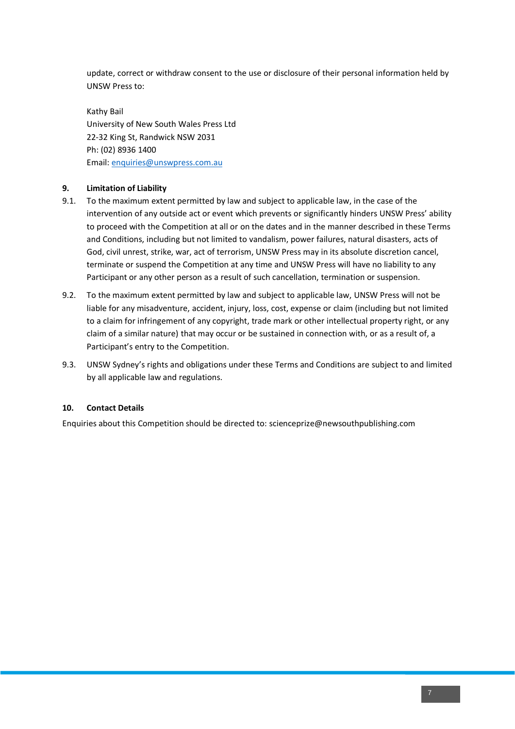update, correct or withdraw consent to the use or disclosure of their personal information held by UNSW Press to:

Kathy Bail
University of New South Wales Press Ltd
22-32 King St, Randwick NSW 2031
Ph: (02) 8936 1400
Email: enquiries@unswpress.com.au

**9. Limitation of Liability**

9.1. To the maximum extent permitted by law and subject to applicable law, in the case of the intervention of any outside act or event which prevents or significantly hinders UNSW Press' ability to proceed with the Competition at all or on the dates and in the manner described in these Terms and Conditions, including but not limited to vandalism, power failures, natural disasters, acts of God, civil unrest, strike, war, act of terrorism, UNSW Press may in its absolute discretion cancel, terminate or suspend the Competition at any time and UNSW Press will have no liability to any Participant or any other person as a result of such cancellation, termination or suspension.

9.2. To the maximum extent permitted by law and subject to applicable law, UNSW Press will not be liable for any misadventure, accident, injury, loss, cost, expense or claim (including but not limited to a claim for infringement of any copyright, trade mark or other intellectual property right, or any claim of a similar nature) that may occur or be sustained in connection with, or as a result of, a Participant's entry to the Competition.

9.3. UNSW Sydney's rights and obligations under these Terms and Conditions are subject to and limited by all applicable law and regulations.

**10. Contact Details**

Enquiries about this Competition should be directed to: scienceprize@newsouthpublishing.com